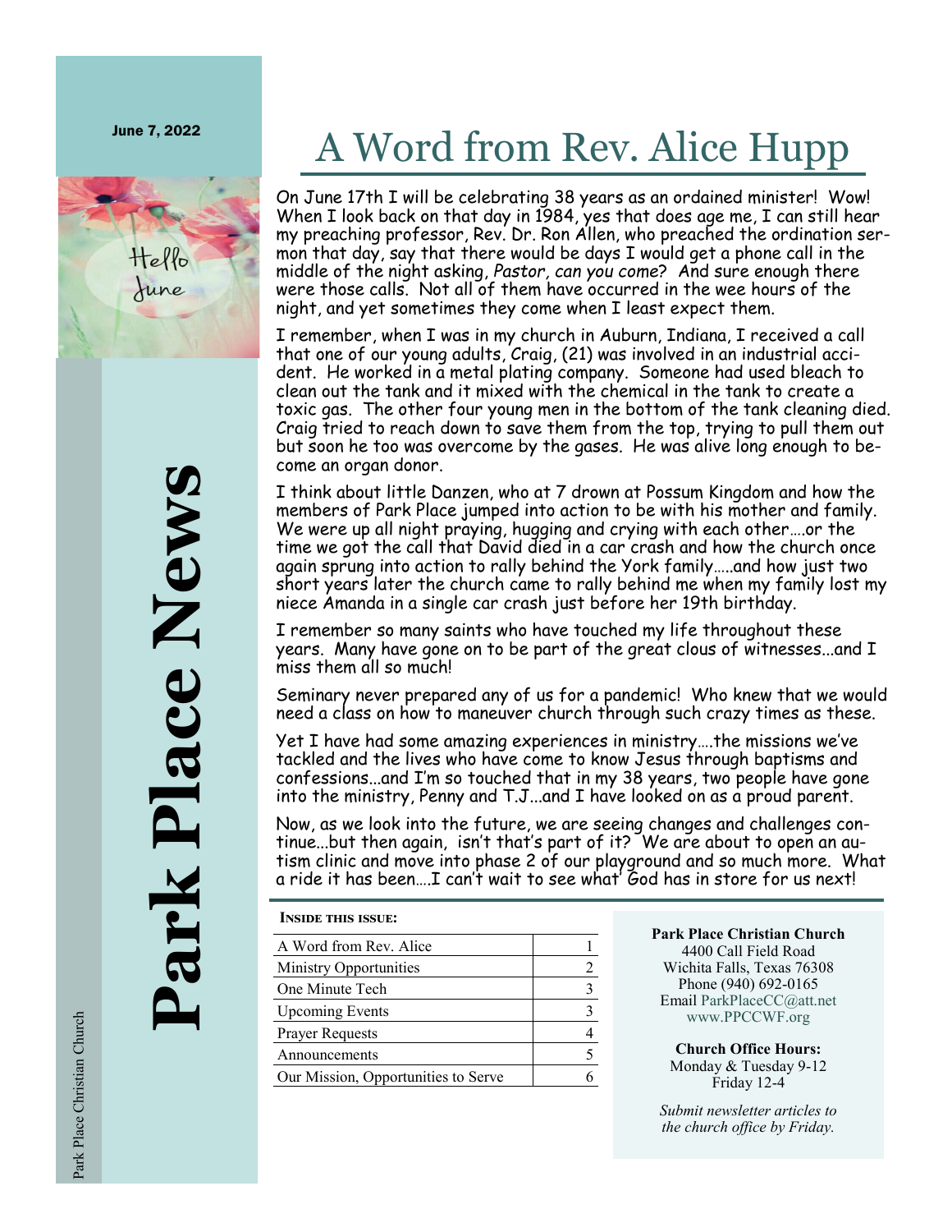June 7, 2022

Hello June

# Park Place News

Park Place Christian Church

## A Word from Rev. Alice Hupp

On June 17th I will be celebrating 38 years as an ordained minister! Wow! When I look back on that day in 1984, yes that does age me, I can still hear my preaching professor, Rev. Dr. Ron Allen, who preached the ordination sermon that day, say that there would be days I would get a phone call in the middle of the night asking, *Pastor, can you come*? And sure enough there were those calls. Not all of them have occurred in the wee hours of the night, and yet sometimes they come when I least expect them.

I remember, when I was in my church in Auburn, Indiana, I received a call that one of our young adults, Craig, (21) was involved in an industrial accident. He worked in a metal plating company. Someone had used bleach to clean out the tank and it mixed with the chemical in the tank to create a toxic gas. The other four young men in the bottom of the tank cleaning died. Craig tried to reach down to save them from the top, trying to pull them out but soon he too was overcome by the gases. He was alive long enough to become an organ donor.

I think about little Danzen, who at 7 drown at Possum Kingdom and how the members of Park Place jumped into action to be with his mother and family. We were up all night praying, hugging and crying with each other….or the time we got the call that David died in a car crash and how the church once again sprung into action to rally behind the York family…..and how just two short years later the church came to rally behind me when my family lost my niece Amanda in a single car crash just before her 19th birthday.

I remember so many saints who have touched my life throughout these years. Many have gone on to be part of the great clous of witnesses...and I miss them all so much!

Seminary never prepared any of us for a pandemic! Who knew that we would need a class on how to maneuver church through such crazy times as these.

Yet I have had some amazing experiences in ministry….the missions we've tackled and the lives who have come to know Jesus through baptisms and confessions...and I'm so touched that in my 38 years, two people have gone into the ministry, Penny and T.J...and I have looked on as a proud parent.

Now, as we look into the future, we are seeing changes and challenges continue...but then again, isn't that's part of it? We are about to open an autism clinic and move into phase 2 of our playground and so much more. What a ride it has been….I can't wait to see what God has in store for us next!

**Inside this issue:**

| | |
|---|---|
| A Word from Rev. Alice | 1 |
| Ministry Opportunities | 2 |
| One Minute Tech | 3 |
| Upcoming Events | 3 |
| Prayer Requests | 4 |
| Announcements | 5 |
| Our Mission, Opportunities to Serve | 6 |

**Park Place Christian Church**
4400 Call Field Road
Wichita Falls, Texas 76308
Phone (940) 692-0165
Email ParkPlaceCC@att.net
www.PPCCWF.org

**Church Office Hours:**
Monday & Tuesday 9-12
Friday 12-4

*Submit newsletter articles to the church office by Friday.*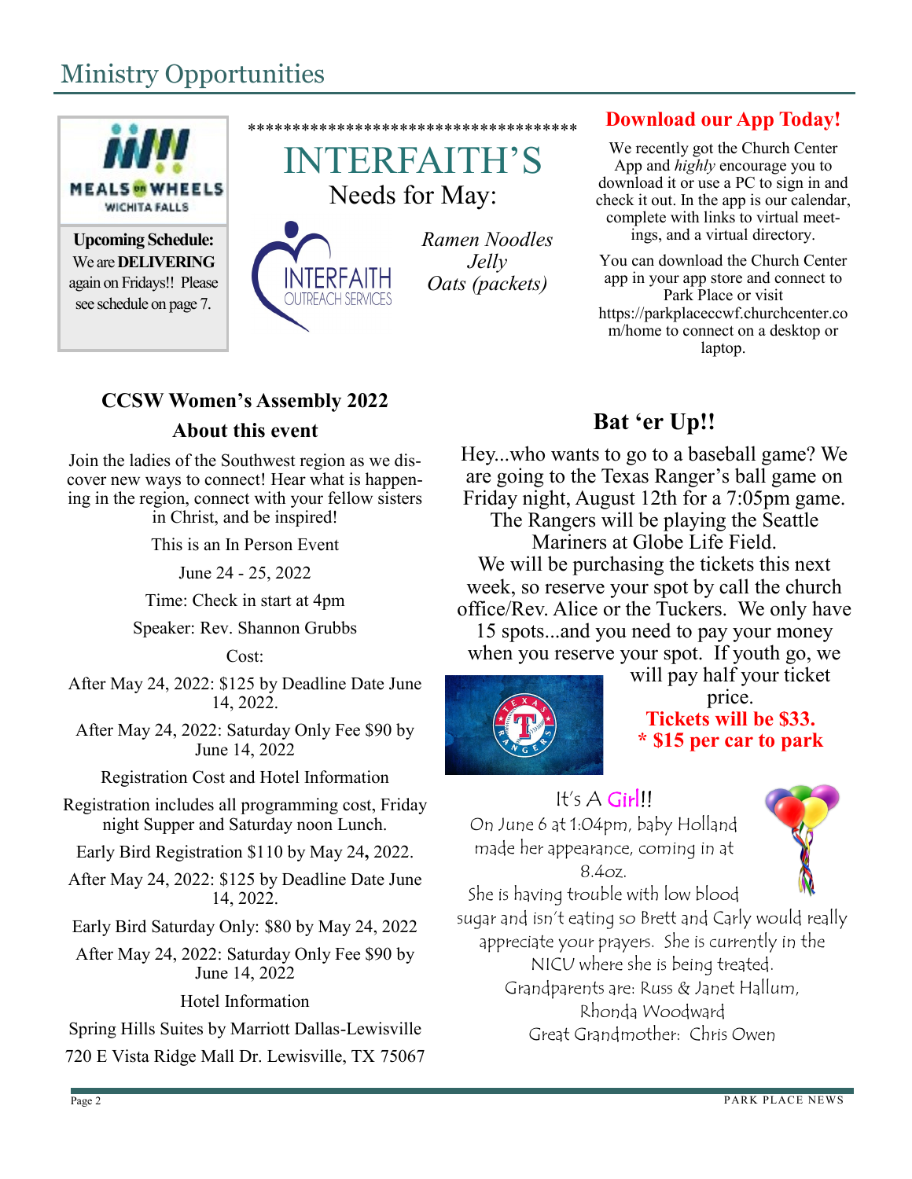# Ministry Opportunities

MEALS ON WHEELS WICHITA FALLS

**Upcoming Schedule:**
We are **DELIVERING** again on Fridays!! Please see schedule on page 7.

************************************

## INTERFAITH'S

Needs for May:

INTERFAITH OUTREACH SERVICES

*Ramen Noodles*
*Jelly*
*Oats (packets)*

## Download our App Today!

We recently got the Church Center App and *highly* encourage you to download it or use a PC to sign in and check it out. In the app is our calendar, complete with links to virtual meetings, and a virtual directory.

You can download the Church Center app in your app store and connect to Park Place or visit https://parkplaceccwf.churchcenter.com/home to connect on a desktop or laptop.

## CCSW Women's Assembly 2022

### About this event

Join the ladies of the Southwest region as we discover new ways to connect! Hear what is happening in the region, connect with your fellow sisters in Christ, and be inspired!

This is an In Person Event

June 24 - 25, 2022

Time: Check in start at 4pm

Speaker: Rev. Shannon Grubbs

Cost:

After May 24, 2022: $125 by Deadline Date June 14, 2022.

After May 24, 2022: Saturday Only Fee $90 by June 14, 2022

Registration Cost and Hotel Information

Registration includes all programming cost, Friday night Supper and Saturday noon Lunch.

Early Bird Registration $110 by May 24, 2022.

After May 24, 2022: $125 by Deadline Date June 14, 2022.

Early Bird Saturday Only: $80 by May 24, 2022

After May 24, 2022: Saturday Only Fee $90 by June 14, 2022

Hotel Information

Spring Hills Suites by Marriott Dallas-Lewisville

720 E Vista Ridge Mall Dr. Lewisville, TX 75067

## Bat 'er Up!!

Hey...who wants to go to a baseball game? We are going to the Texas Ranger's ball game on Friday night, August 12th for a 7:05pm game. The Rangers will be playing the Seattle Mariners at Globe Life Field. We will be purchasing the tickets this next week, so reserve your spot by call the church office/Rev. Alice or the Tuckers. We only have 15 spots...and you need to pay your money when you reserve your spot. If youth go, we will pay half your ticket price.

**Tickets will be $33.**
**\* $15 per car to park**

## It's A Girl!!

On June 6 at 1:04pm, baby Holland made her appearance, coming in at 8.4oz.
She is having trouble with low blood sugar and isn't eating so Brett and Carly would really appreciate your prayers. She is currently in the NICU where she is being treated.
Grandparents are: Russ & Janet Hallum, Rhonda Woodward
Great Grandmother: Chris Owen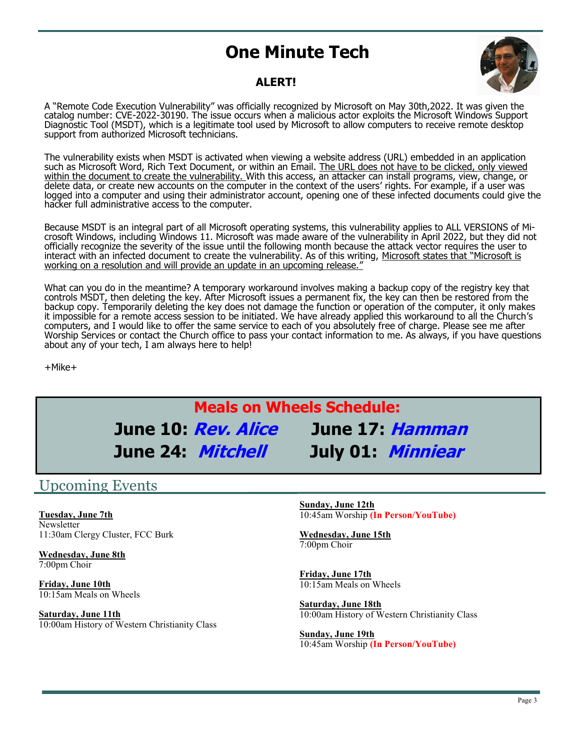# One Minute Tech

### ALERT!

A "Remote Code Execution Vulnerability" was officially recognized by Microsoft on May 30th,2022. It was given the catalog number: CVE-2022-30190. The issue occurs when a malicious actor exploits the Microsoft Windows Support Diagnostic Tool (MSDT), which is a legitimate tool used by Microsoft to allow computers to receive remote desktop support from authorized Microsoft technicians.

The vulnerability exists when MSDT is activated when viewing a website address (URL) embedded in an application such as Microsoft Word, Rich Text Document, or within an Email. <u>The URL does not have to be clicked, only viewed within the document to create the vulnerability.</u> With this access, an attacker can install programs, view, change, or delete data, or create new accounts on the computer in the context of the users' rights. For example, if a user was logged into a computer and using their administrator account, opening one of these infected documents could give the hacker full administrative access to the computer.

Because MSDT is an integral part of all Microsoft operating systems, this vulnerability applies to ALL VERSIONS of Microsoft Windows, including Windows 11. Microsoft was made aware of the vulnerability in April 2022, but they did not officially recognize the severity of the issue until the following month because the attack vector requires the user to interact with an infected document to create the vulnerability. As of this writing, <u>Microsoft states that "Microsoft is working on a resolution and will provide an update in an upcoming release."</u>

What can you do in the meantime? A temporary workaround involves making a backup copy of the registry key that controls MSDT, then deleting the key. After Microsoft issues a permanent fix, the key can then be restored from the backup copy. Temporarily deleting the key does not damage the function or operation of the computer, it only makes it impossible for a remote access session to be initiated. We have already applied this workaround to all the Church's computers, and I would like to offer the same service to each of you absolutely free of charge. Please see me after Worship Services or contact the Church office to pass your contact information to me. As always, if you have questions about any of your tech, I am always here to help!

+Mike+

## Meals on Wheels Schedule:

**June 10:** ***Rev. Alice*** **June 17:** ***Hamman***

**June 24:** ***Mitchell*** **July 01:** ***Minniear***

## Upcoming Events

**Tuesday, June 7th**
Newsletter
11:30am Clergy Cluster, FCC Burk

**Wednesday, June 8th**
7:00pm Choir

**Friday, June 10th**
10:15am Meals on Wheels

**Saturday, June 11th**
10:00am History of Western Christianity Class

**Sunday, June 12th**
10:45am Worship **(In Person/YouTube)**

**Wednesday, June 15th**
7:00pm Choir

**Friday, June 17th**
10:15am Meals on Wheels

**Saturday, June 18th**
10:00am History of Western Christianity Class

**Sunday, June 19th**
10:45am Worship **(In Person/YouTube)**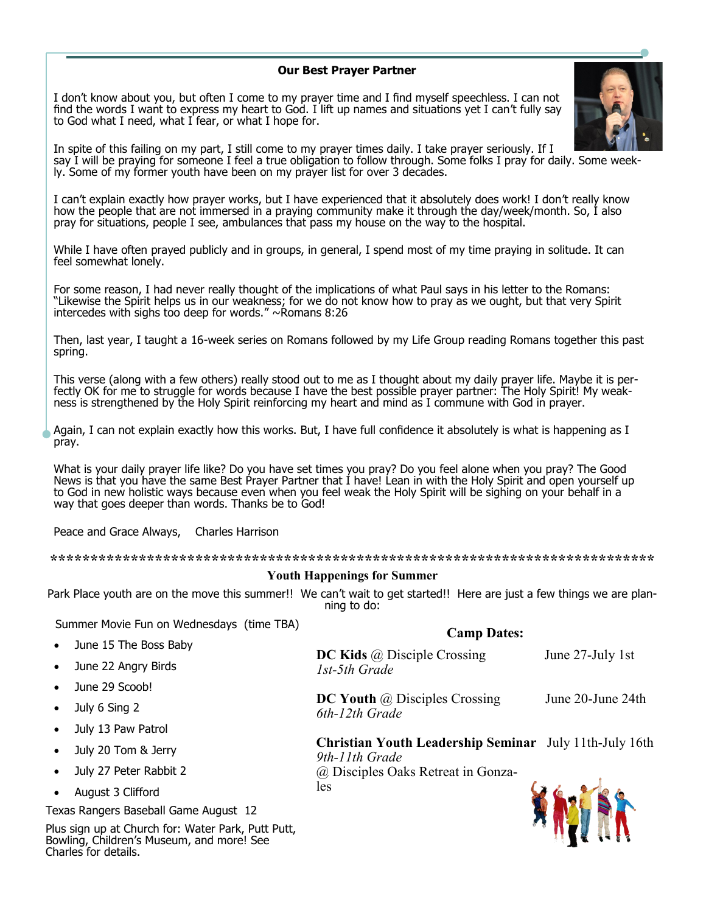## Our Best Prayer Partner

I don't know about you, but often I come to my prayer time and I find myself speechless. I can not find the words I want to express my heart to God. I lift up names and situations yet I can't fully say to God what I need, what I fear, or what I hope for.

In spite of this failing on my part, I still come to my prayer times daily. I take prayer seriously. If I say I will be praying for someone I feel a true obligation to follow through. Some folks I pray for daily. Some weekly. Some of my former youth have been on my prayer list for over 3 decades.

I can't explain exactly how prayer works, but I have experienced that it absolutely does work! I don't really know how the people that are not immersed in a praying community make it through the day/week/month. So, I also pray for situations, people I see, ambulances that pass my house on the way to the hospital.

While I have often prayed publicly and in groups, in general, I spend most of my time praying in solitude. It can feel somewhat lonely.

For some reason, I had never really thought of the implications of what Paul says in his letter to the Romans: "Likewise the Spirit helps us in our weakness; for we do not know how to pray as we ought, but that very Spirit intercedes with sighs too deep for words." ~Romans 8:26

Then, last year, I taught a 16-week series on Romans followed by my Life Group reading Romans together this past spring.

This verse (along with a few others) really stood out to me as I thought about my daily prayer life. Maybe it is perfectly OK for me to struggle for words because I have the best possible prayer partner: The Holy Spirit! My weakness is strengthened by the Holy Spirit reinforcing my heart and mind as I commune with God in prayer.

Again, I can not explain exactly how this works. But, I have full confidence it absolutely is what is happening as I pray.

What is your daily prayer life like? Do you have set times you pray? Do you feel alone when you pray? The Good News is that you have the same Best Prayer Partner that I have! Lean in with the Holy Spirit and open yourself up to God in new holistic ways because even when you feel weak the Holy Spirit will be sighing on your behalf in a way that goes deeper than words. Thanks be to God!

Peace and Grace Always, Charles Harrison

*******************************************************************************

## Youth Happenings for Summer

Park Place youth are on the move this summer!! We can't wait to get started!! Here are just a few things we are planning to do:

Summer Movie Fun on Wednesdays (time TBA)

- June 15 The Boss Baby
- June 22 Angry Birds
- June 29 Scoob!
- July 6 Sing 2
- July 13 Paw Patrol
- July 20 Tom & Jerry
- July 27 Peter Rabbit 2
- August 3 Clifford

Texas Rangers Baseball Game August 12

Plus sign up at Church for: Water Park, Putt Putt, Bowling, Children's Museum, and more! See Charles for details.

### Camp Dates:

**DC Kids** @ Disciple Crossing — June 27-July 1st
*1st-5th Grade*

**DC Youth** @ Disciples Crossing — June 20-June 24th
*6th-12th Grade*

**Christian Youth Leadership Seminar** — July 11th-July 16th
*9th-11th Grade*
@ Disciples Oaks Retreat in Gonzales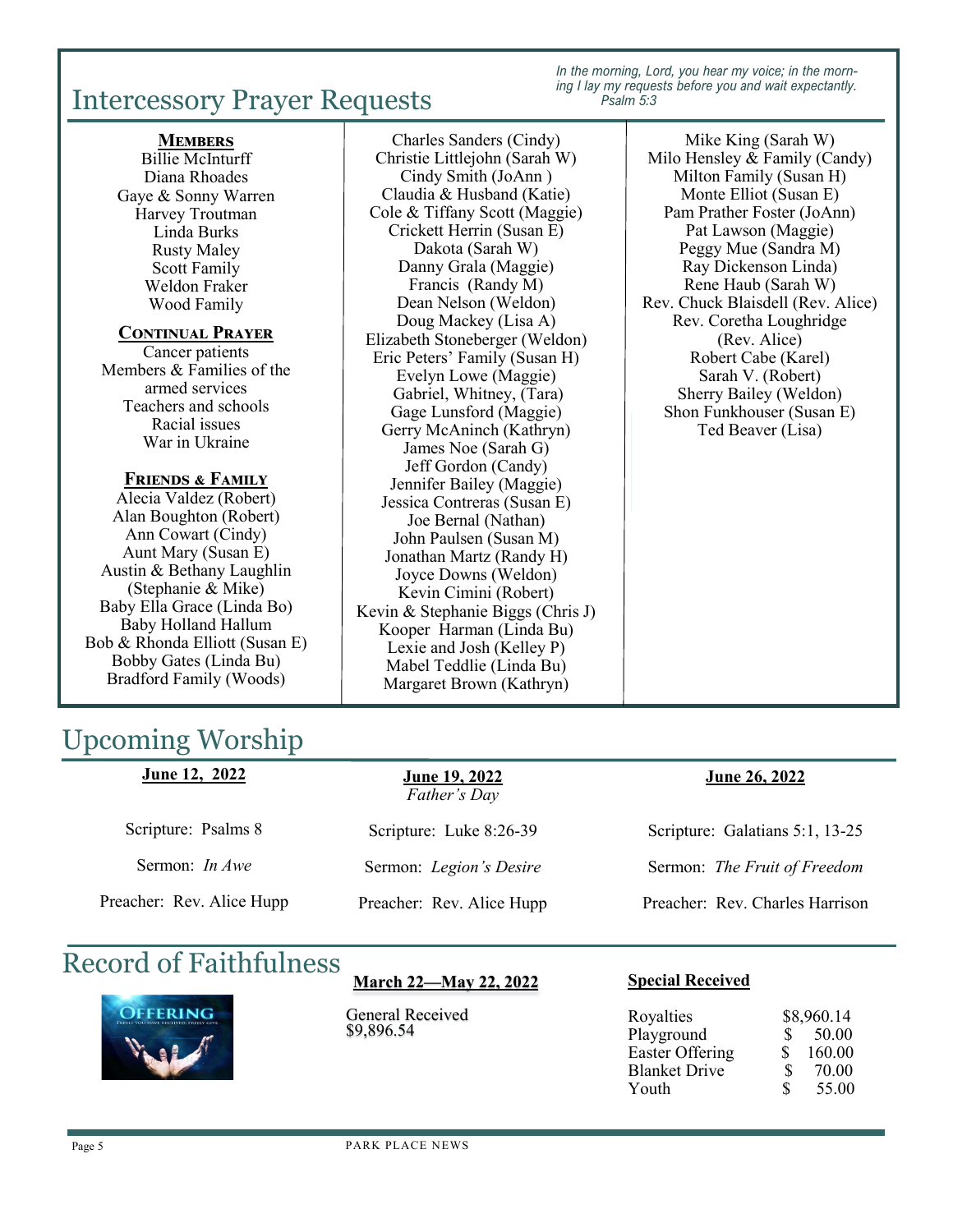## Intercessory Prayer Requests

*In the morning, Lord, you hear my voice; in the morning I lay my requests before you and wait expectantly. Psalm 5:3*

**Members**

Billie McInturff
Diana Rhoades
Gaye & Sonny Warren
Harvey Troutman
Linda Burks
Rusty Maley
Scott Family
Weldon Fraker
Wood Family

**Continual Prayer**

Cancer patients
Members & Families of the armed services
Teachers and schools
Racial issues
War in Ukraine

**Friends & Family**

Alecia Valdez (Robert)
Alan Boughton (Robert)
Ann Cowart (Cindy)
Aunt Mary (Susan E)
Austin & Bethany Laughlin (Stephanie & Mike)
Baby Ella Grace (Linda Bo)
Baby Holland Hallum
Bob & Rhonda Elliott (Susan E)
Bobby Gates (Linda Bu)
Bradford Family (Woods)
Charles Sanders (Cindy)
Christie Littlejohn (Sarah W)
Cindy Smith (JoAnn )
Claudia & Husband (Katie)
Cole & Tiffany Scott (Maggie)
Crickett Herrin (Susan E)
Dakota (Sarah W)
Danny Grala (Maggie)
Francis (Randy M)
Dean Nelson (Weldon)
Doug Mackey (Lisa A)
Elizabeth Stoneberger (Weldon)
Eric Peters' Family (Susan H)
Evelyn Lowe (Maggie)
Gabriel, Whitney, (Tara)
Gage Lunsford (Maggie)
Gerry McAninch (Kathryn)
James Noe (Sarah G)
Jeff Gordon (Candy)
Jennifer Bailey (Maggie)
Jessica Contreras (Susan E)
Joe Bernal (Nathan)
John Paulsen (Susan M)
Jonathan Martz (Randy H)
Joyce Downs (Weldon)
Kevin Cimini (Robert)
Kevin & Stephanie Biggs (Chris J)
Kooper Harman (Linda Bu)
Lexie and Josh (Kelley P)
Mabel Teddlie (Linda Bu)
Margaret Brown (Kathryn)
Mike King (Sarah W)
Milo Hensley & Family (Candy)
Milton Family (Susan H)
Monte Elliot (Susan E)
Pam Prather Foster (JoAnn)
Pat Lawson (Maggie)
Peggy Mue (Sandra M)
Ray Dickenson Linda)
Rene Haub (Sarah W)
Rev. Chuck Blaisdell (Rev. Alice)
Rev. Coretha Loughridge (Rev. Alice)
Robert Cabe (Karel)
Sarah V. (Robert)
Sherry Bailey (Weldon)
Shon Funkhouser (Susan E)
Ted Beaver (Lisa)

## Upcoming Worship

**June 12, 2022**

Scripture: Psalms 8

Sermon: *In Awe*

Preacher: Rev. Alice Hupp

**June 19, 2022**
*Father's Day*

Scripture: Luke 8:26-39

Sermon: *Legion's Desire*

Preacher: Rev. Alice Hupp

**June 26, 2022**

Scripture: Galatians 5:1, 13-25

Sermon: *The Fruit of Freedom*

Preacher: Rev. Charles Harrison

## Record of Faithfulness

**March 22—May 22, 2022**

General Received
$9,896.54

**Special Received**

| | |
|---|---|
| Royalties | $8,960.14 |
| Playground | $ 50.00 |
| Easter Offering | $ 160.00 |
| Blanket Drive | $ 70.00 |
| Youth | $ 55.00 |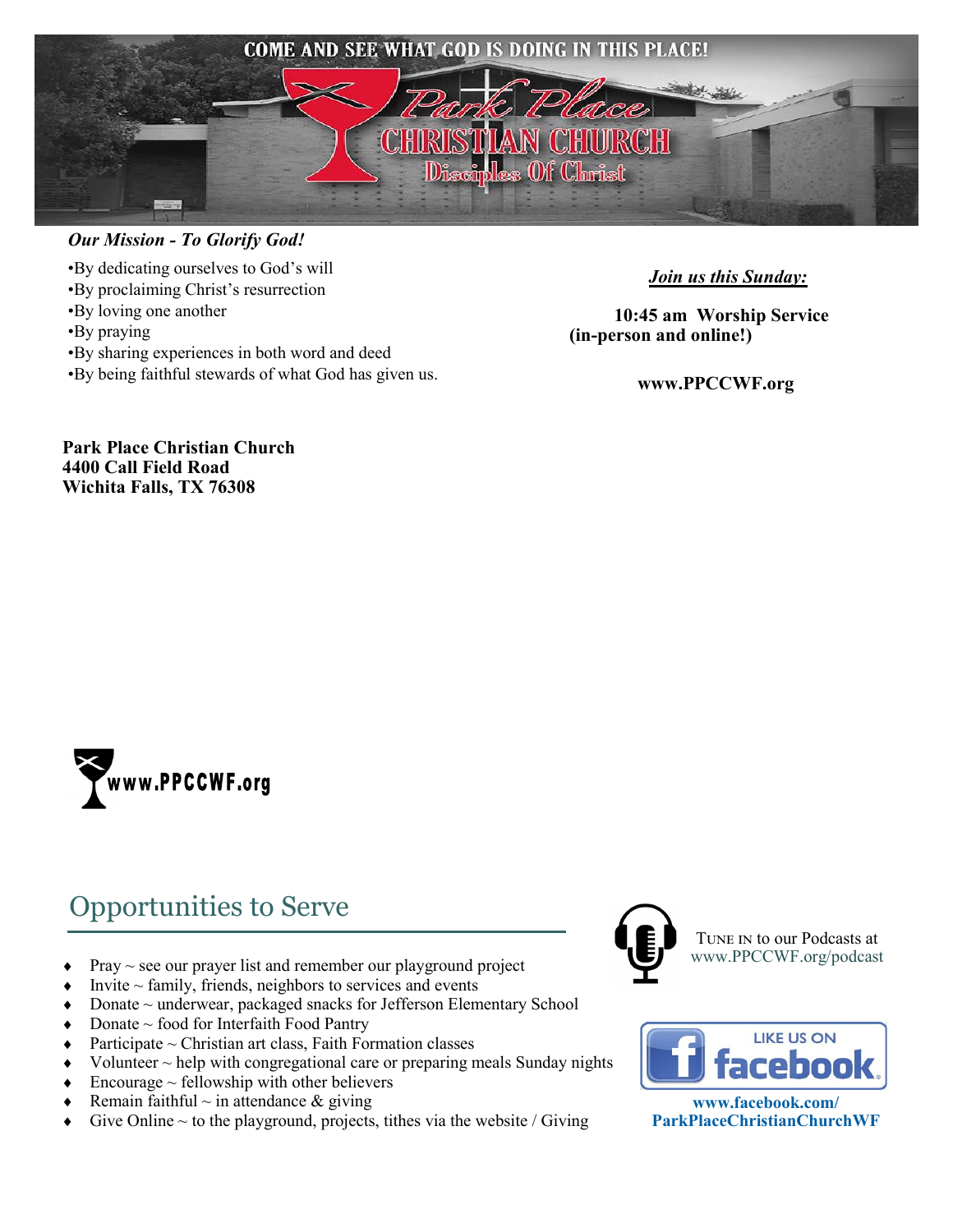COME AND SEE WHAT GOD IS DOING IN THIS PLACE!

Park Place

CHRISTIAN CHURCH

Disciples Of Christ

***Our Mission - To Glorify God!***

- •By dedicating ourselves to God's will
- •By proclaiming Christ's resurrection
- •By loving one another
- •By praying
- •By sharing experiences in both word and deed
- •By being faithful stewards of what God has given us.

***Join us this Sunday:***

**10:45 am Worship Service**
**(in-person and online!)**

**www.PPCCWF.org**

**Park Place Christian Church**
**4400 Call Field Road**
**Wichita Falls, TX 76308**

www.PPCCWF.org

## Opportunities to Serve

- Pray ~ see our prayer list and remember our playground project
- Invite ~ family, friends, neighbors to services and events
- Donate ~ underwear, packaged snacks for Jefferson Elementary School
- Donate ~ food for Interfaith Food Pantry
- Participate ~ Christian art class, Faith Formation classes
- Volunteer ~ help with congregational care or preparing meals Sunday nights
- Encourage ~ fellowship with other believers
- Remain faithful ~ in attendance & giving
- Give Online ~ to the playground, projects, tithes via the website / Giving

TUNE IN to our Podcasts at www.PPCCWF.org/podcast

LIKE US ON facebook

**www.facebook.com/ParkPlaceChristianChurchWF**